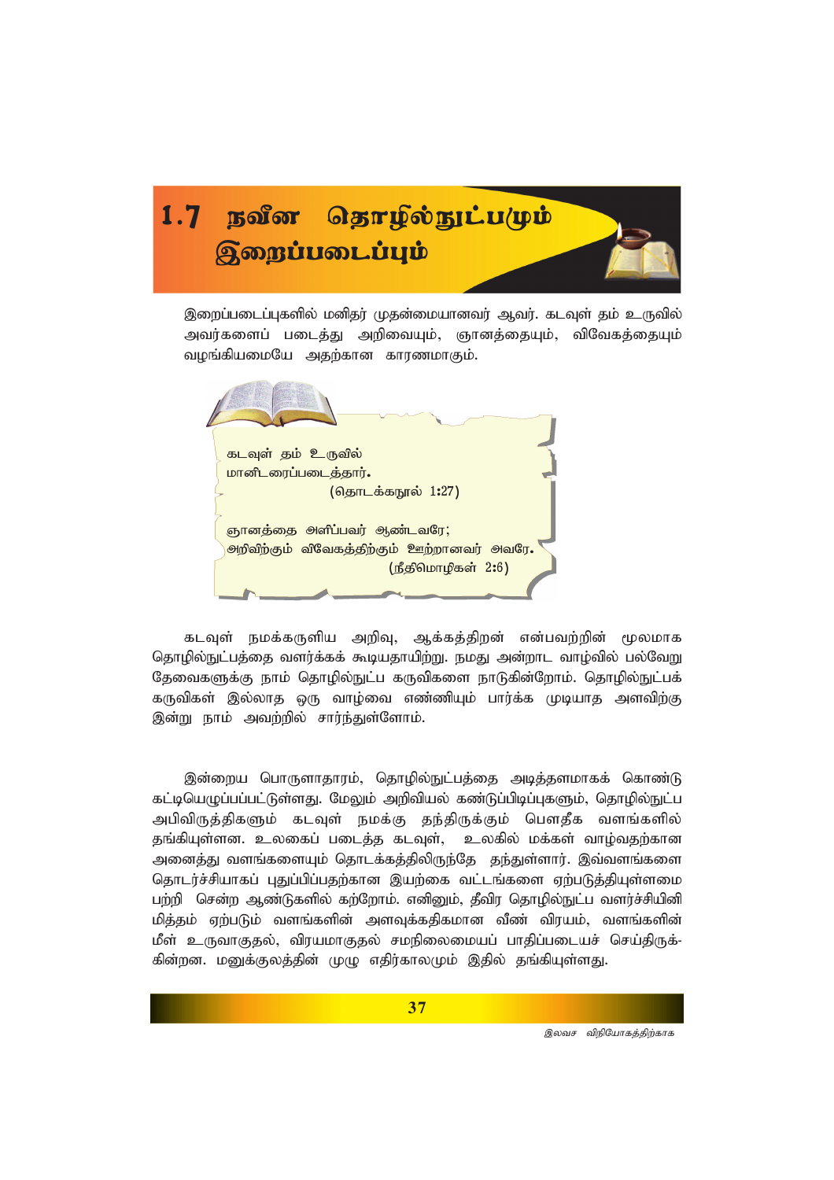# 1.7 நவீன தொழில்நுட்பமும் இறைப்படைப்பும்

இறைப்படைப்புகளில் மனிதர் முதன்மையானவர் ஆவர். கடவுள் தம் உருவில் அவர்களைப் படைத்து அறிவையும், ஞானத்தையும், விவேகத்தையும் வழங்கியமையே அதற்கான காரணமாகும்.

> கடவுள் தம் உருவில்
> மானிடரைப்படைத்தார்.
> (தொடக்கநூல் 1:27)
>
> ஞானத்தை அளிப்பவர் ஆண்டவரே;
> அறிவிற்கும் விவேகத்திற்கும் ஊற்றானவர் அவரே.
> (நீதிமொழிகள் 2:6)

கடவுள் நமக்கருளிய அறிவு, ஆக்கத்திறன் என்பவற்றின் மூலமாக தொழில்நுட்பத்தை வளர்க்கக் கூடியதாயிற்று. நமது அன்றாட வாழ்வில் பல்வேறு தேவைகளுக்கு நாம் தொழில்நுட்ப கருவிகளை நாடுகின்றோம். தொழில்நுட்பக் கருவிகள் இல்லாத ஒரு வாழ்வை எண்ணியும் பார்க்க முடியாத அளவிற்கு இன்று நாம் அவற்றில் சார்ந்துள்ளோம்.

இன்றைய பொருளாதாரம், தொழில்நுட்பத்தை அடித்தளமாகக் கொண்டு கட்டியெழுப்பப்பட்டுள்ளது. மேலும் அறிவியல் கண்டுப்பிடிப்புகளும், தொழில்நுட்ப அபிவிருத்திகளும் கடவுள் நமக்கு தந்திருக்கும் பௌதீக வளங்களில் தங்கியுள்ளன. உலகைப் படைத்த கடவுள், உலகில் மக்கள் வாழ்வதற்கான அனைத்து வளங்களையும் தொடக்கத்திலிருந்தே தந்துள்ளார். இவ்வளங்களை தொடர்ச்சியாகப் புதுப்பிப்பதற்கான இயற்கை வட்டங்களை ஏற்படுத்தியுள்ளமை பற்றி சென்ற ஆண்டுகளில் கற்றோம். எனினும், தீவிர தொழில்நுட்ப வளர்ச்சியினி மித்தம் ஏற்படும் வளங்களின் அளவுக்கதிகமான வீண் விரயம், வளங்களின் மீள் உருவாகுதல், விரயமாகுதல் சமநிலைமையைப் பாதிப்படையச் செய்திருக்கின்றன. மனுக்குலத்தின் முழு எதிர்காலமும் இதில் தங்கியுள்ளது.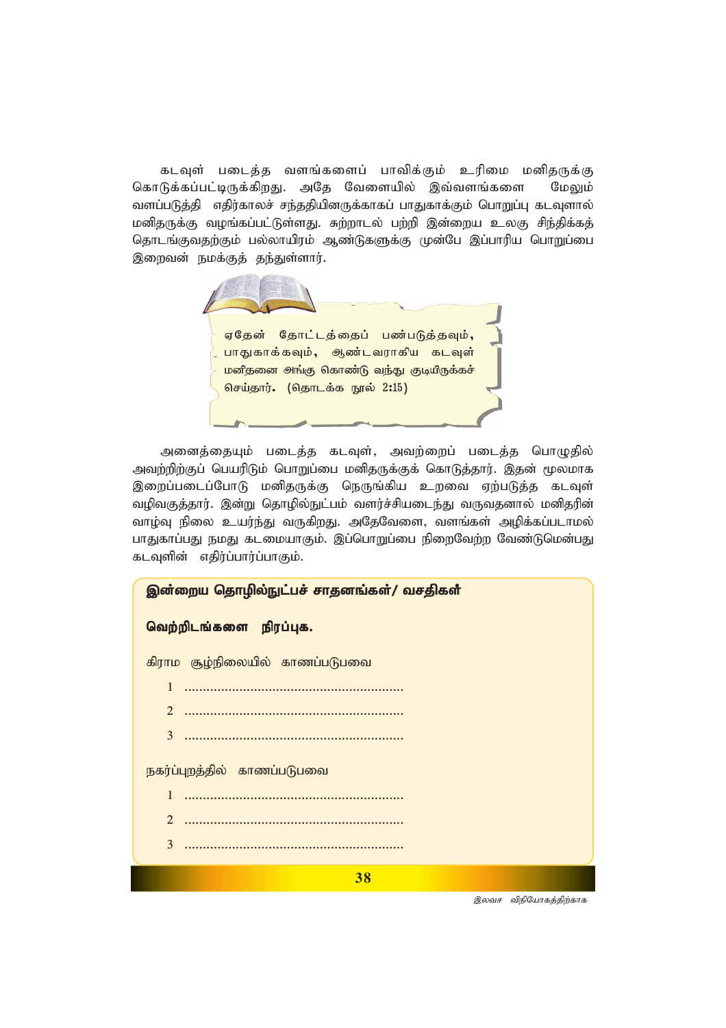கடவுள் படைத்த வளங்களைப் பாவிக்கும் உரிமை மனிதருக்கு கொடுக்கப்பட்டிருக்கிறது. அதே வேளையில் இவ்வளங்களை மேலும் வளப்படுத்தி எதிர்காலச் சந்ததியினருக்காகப் பாதுகாக்கும் பொறுப்பு கடவுளால் மனிதருக்கு வழங்கப்பட்டுள்ளது. சுற்றாடல் பற்றி இன்றைய உலகு சிந்திக்கத் தொடங்குவதற்கும் பல்லாயிரம் ஆண்டுகளுக்கு முன்பே இப்பாரிய பொறுப்பை இறைவன் நமக்குத் தந்துள்ளார்.

> ஏதேன் தோட்டத்தைப் பண்படுத்தவும், பாதுகாக்கவும், ஆண்டவராகிய கடவுள் மனிதனை அங்கு கொண்டு வந்து குடியிருக்கச் செய்தார். (தொடக்க நூல் 2:15)

அனைத்தையும் படைத்த கடவுள், அவற்றைப் படைத்த பொழுதில் அவற்றிற்குப் பெயரிடும் பொறுப்பை மனிதருக்குக் கொடுத்தார். இதன் மூலமாக இறைப்படைப்போடு மனிதருக்கு நெருங்கிய உறவை ஏற்படுத்த கடவுள் வழிவகுத்தார். இன்று தொழில்நுட்பம் வளர்ச்சியடைந்து வருவதனால் மனிதரின் வாழ்வு நிலை உயர்ந்து வருகிறது. அதேவேளை, வளங்கள் அழிக்கப்படாமல் பாதுகாப்பது நமது கடமையாகும். இப்பொறுப்பை நிறைவேற்ற வேண்டுமென்பது கடவுளின் எதிர்ப்பார்ப்பாகும்.

**இன்றைய தொழில்நுட்பச் சாதனங்கள்/ வசதிகள்**

**வெற்றிடங்களை நிரப்புக.**

கிராம சூழ்நிலையில் காணப்படுபவை

1 ............................................................
2 ............................................................
3 ............................................................

நகர்ப்புறத்தில் காணப்படுபவை

1 ............................................................
2 ............................................................
3 ............................................................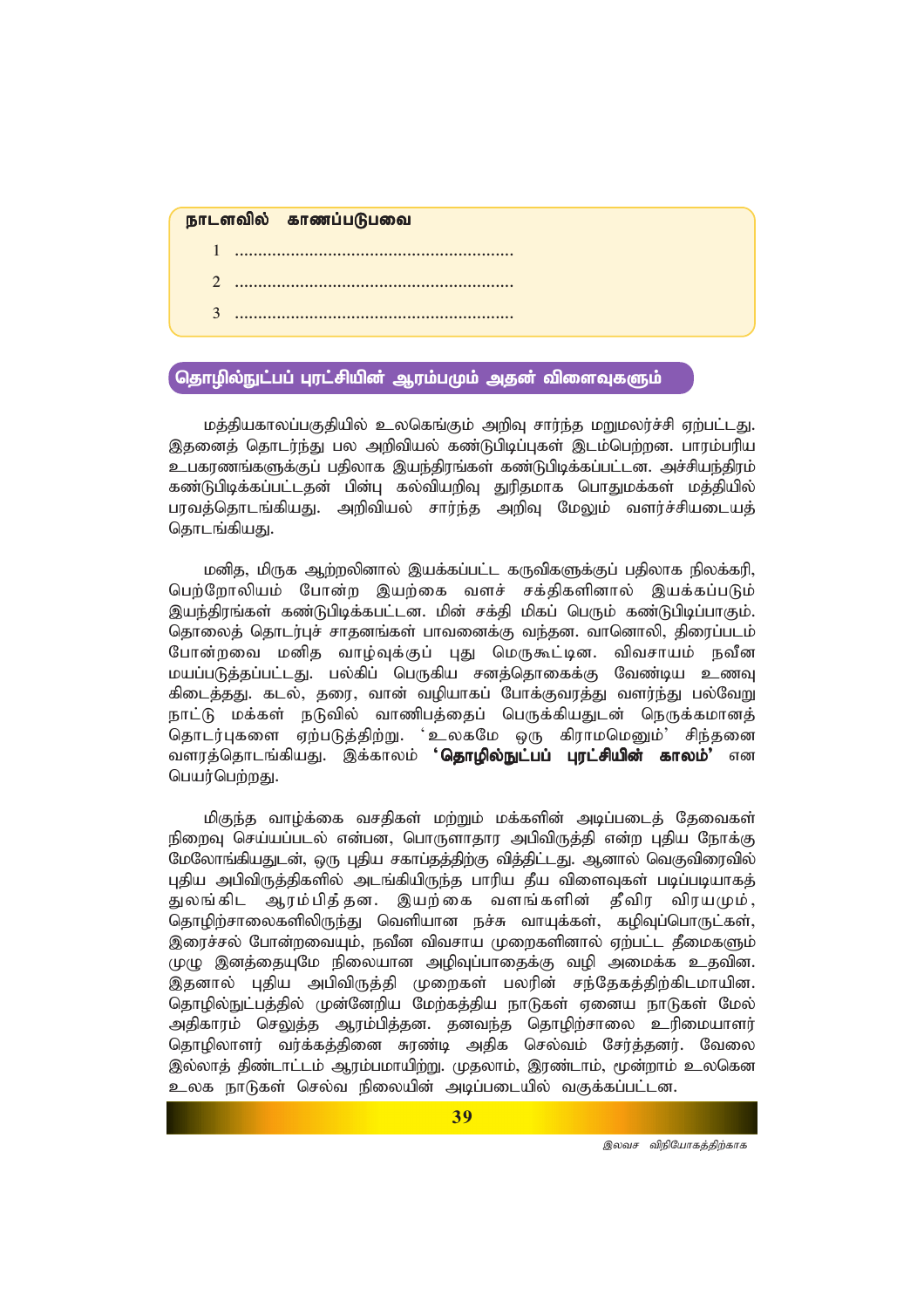**நாடளவில் காணப்படுபவை**

1 ...........................................................

2 ...........................................................

3 ...........................................................

## தொழில்நுட்பப் புரட்சியின் ஆரம்பமும் அதன் விளைவுகளும்

மத்தியகாலப்பகுதியில் உலகெங்கும் அறிவு சார்ந்த மறுமலர்ச்சி ஏற்பட்டது. இதனைத் தொடர்ந்து பல அறிவியல் கண்டுபிடிப்புகள் இடம்பெற்றன. பாரம்பரிய உபகரணங்களுக்குப் பதிலாக இயந்திரங்கள் கண்டுபிடிக்கப்பட்டன. அச்சியந்திரம் கண்டுபிடிக்கப்பட்டதன் பின்பு கல்வியறிவு துரிதமாக பொதுமக்கள் மத்தியில் பரவத்தொடங்கியது. அறிவியல் சார்ந்த அறிவு மேலும் வளர்ச்சியடையத் தொடங்கியது.

மனித, மிருக ஆற்றலினால் இயக்கப்பட்ட கருவிகளுக்குப் பதிலாக நிலக்கரி, பெற்றோலியம் போன்ற இயற்கை வளச் சக்திகளினால் இயக்கப்படும் இயந்திரங்கள் கண்டுபிடிக்கபட்டன. மின் சக்தி மிகப் பெரும் கண்டுபிடிப்பாகும். தொலைத் தொடர்புச் சாதனங்கள் பாவனைக்கு வந்தன. வானொலி, திரைப்படம் போன்றவை மனித வாழ்வுக்குப் புது மெருகூட்டின. விவசாயம் நவீன மயப்படுத்தப்பட்டது. பல்கிப் பெருகிய சனத்தொகைக்கு வேண்டிய உணவு கிடைத்தது. கடல், தரை, வான் வழியாகப் போக்குவரத்து வளர்ந்து பல்வேறு நாட்டு மக்கள் நடுவில் வாணிபத்தைப் பெருக்கியதுடன் நெருக்கமானத் தொடர்புகளை ஏற்படுத்திற்று. 'உலகமே ஒரு கிராமமெனும்' சிந்தனை வளரத்தொடங்கியது. இக்காலம் **'தொழில்நுட்பப் புரட்சியின் காலம்'** என பெயர்பெற்றது.

மிகுந்த வாழ்க்கை வசதிகள் மற்றும் மக்களின் அடிப்படைத் தேவைகள் நிறைவு செய்யப்படல் என்பன, பொருளாதார அபிவிருத்தி என்ற புதிய நோக்கு மேலோங்கியதுடன், ஒரு புதிய சகாப்தத்திற்கு வித்திட்டது. ஆனால் வெகுவிரைவில் புதிய அபிவிருத்திகளில் அடங்கியிருந்த பாரிய தீய விளைவுகள் படிப்படியாகத் துலங்கிட ஆரம்பித்தன. இயற்கை வளங்களின் தீவிர விரயமும், தொழிற்சாலைகளிலிருந்து வெளியான நச்சு வாயுக்கள், கழிவுப்பொருட்கள், இரைச்சல் போன்றவையும், நவீன விவசாய முறைகளினால் ஏற்பட்ட தீமைகளும் முழு இனத்தையுமே நிலையான அழிவுப்பாதைக்கு வழி அமைக்க உதவின. இதனால் புதிய அபிவிருத்தி முறைகள் பலரின் சந்தேகத்திற்கிடமாயின. தொழில்நுட்பத்தில் முன்னேறிய மேற்கத்திய நாடுகள் ஏனைய நாடுகள் மேல் அதிகாரம் செலுத்த ஆரம்பித்தன. தனவந்த தொழிற்சாலை உரிமையாளர் தொழிலாளர் வர்க்கத்தினை சுரண்டி அதிக செல்வம் சேர்த்தனர். வேலை இல்லாத் திண்டாட்டம் ஆரம்பமாயிற்று. முதலாம், இரண்டாம், மூன்றாம் உலகென உலக நாடுகள் செல்வ நிலையின் அடிப்படையில் வகுக்கப்பட்டன.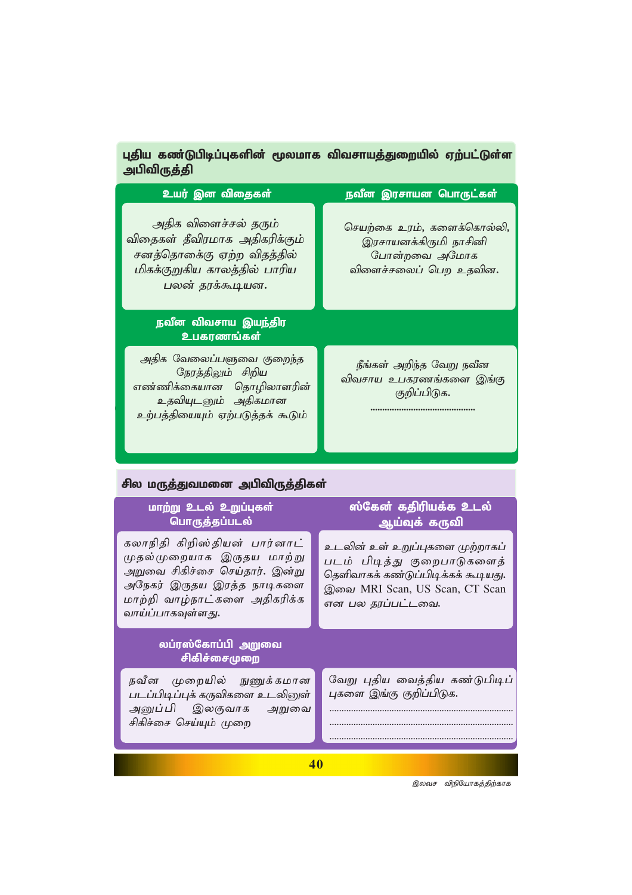## புதிய கண்டுபிடிப்புகளின் மூலமாக விவசாயத்துறையில் ஏற்பட்டுள்ள அபிவிருத்தி

### உயர் இன விதைகள்

அதிக விளைச்சல் தரும் விதைகள் தீவிரமாக அதிகரிக்கும் சனத்தொகைக்கு ஏற்ற விதத்தில் மிகக்குறுகிய காலத்தில் பாரிய பலன் தரக்கூடியன.

### நவீன இரசாயன பொருட்கள்

செயற்கை உரம், களைக்கொல்லி, இரசாயனக்கிருமி நாசினி போன்றவை அமோக விளைச்சலைப் பெற உதவின.

### நவீன விவசாய இயந்திர உபகரணங்கள்

அதிக வேலைப்பளுவை குறைந்த நேரத்திலும் சிறிய எண்ணிக்கையான தொழிலாளரின் உதவியுடனும் அதிகமான உற்பத்தியையும் ஏற்படுத்தக் கூடும்

நீங்கள் அறிந்த வேறு நவீன விவசாய உபகரணங்களை இங்கு குறிப்பிடுக.

............................................

## சில மருத்துவமனை அபிவிருத்திகள்

### மாற்று உடல் உறுப்புகள் பொருத்தப்படல்

கலாநிதி கிறிஸ்தியன் பார்னாட் முதல்முறையாக இருதய மாற்று அறுவை சிகிச்சை செய்தார். இன்று அநேகர் இருதய இரத்த நாடிகளை மாற்றி வாழ்நாட்களை அதிகரிக்க வாய்ப்பாகவுள்ளது.

### ஸ்கேன் கதிரியக்க உடல் ஆய்வுக் கருவி

உடலின் உள் உறுப்புகளை முற்றாகப் படம் பிடித்து குறைபாடுகளைத் தெளிவாகக் கண்டுப்பிடிக்கக் கூடியது. இவை MRI Scan, US Scan, CT Scan என பல தரப்பட்டவை.

### லப்ரஸ்கோப்பி அறுவை சிகிச்சைமுறை

நவீன முறையில் நுணுக்கமான படப்பிடிப்புக் கருவிகளை உடலினுள் அனுப்பி இலகுவாக அறுவை சிகிச்சை செய்யும் முறை

வேறு புதிய வைத்திய கண்டுபிடிப்புகளை இங்கு குறிப்பிடுக.

............................................................................

............................................................................

............................................................................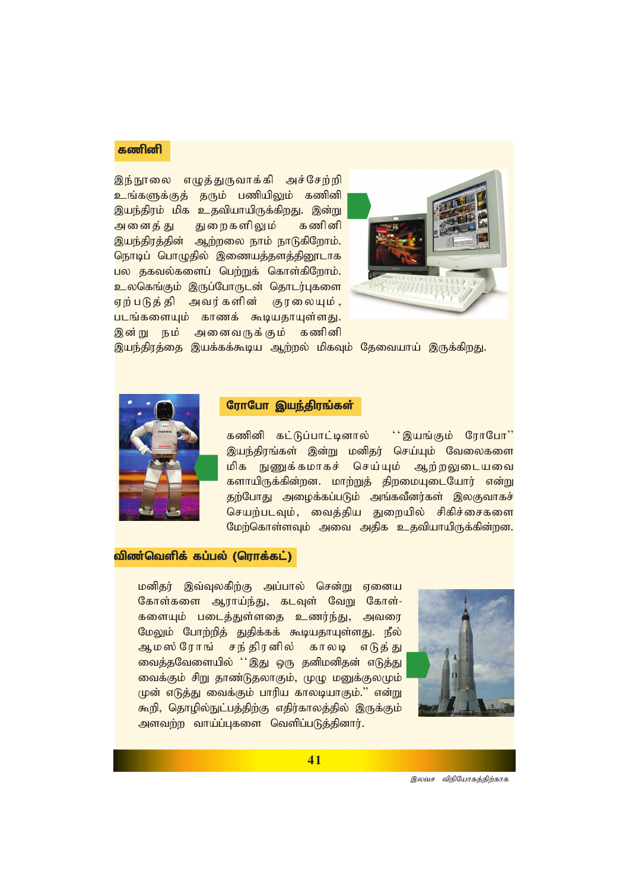## கணினி

இந்நூலை எழுத்துருவாக்கி அச்சேற்றி உங்களுக்குத் தரும் பணியிலும் கணினி இயந்திரம் மிக உதவியாயிருக்கிறது. இன்று அனைத்து துறைகளிலும் கணினி இயந்திரத்தின் ஆற்றலை நாம் நாடுகிறோம். நொடிப் பொழுதில் இணையத்தளத்தினூடாக பல தகவல்களைப் பெற்றுக் கொள்கிறோம். உலகெங்கும் இருப்போருடன் தொடர்புகளை ஏற்படுத்தி அவர்களின் குரலையும், படங்களையும் காணக் கூடியதாயுள்ளது. இன்று நம் அனைவருக்கும் கணினி இயந்திரத்தை இயக்கக்கூடிய ஆற்றல் மிகவும் தேவையாய் இருக்கிறது.

## ரோபோ இயந்திரங்கள்

கணினி கட்டுப்பாட்டினால் "இயங்கும் ரோபோ" இயந்திரங்கள் இன்று மனிதர் செய்யும் வேலைகளை மிக நுணுக்கமாகச் செய்யும் ஆற்றலுடையவைகளாயிருக்கின்றன. மாற்றுத் திறமையுடையோர் என்று தற்போது அழைக்கப்படும் அங்கவீனர்கள் இலகுவாகச் செயற்படவும், வைத்திய துறையில் சிகிச்சைகளை மேற்கொள்ளவும் அவை அதிக உதவியாயிருக்கின்றன.

## விண்வெளிக் கப்பல் (ரொக்கட்)

மனிதர் இவ்வுலகிற்கு அப்பால் சென்று ஏனைய கோள்களை ஆராய்ந்து, கடவுள் வேறு கோள்-களையும் படைத்துள்ளதை உணர்ந்து, அவரை மேலும் போற்றித் துதிக்கக் கூடியதாயுள்ளது. நீல் ஆமஸ்ரோங் சந்திரனில் காலடி எடுத்து வைத்தவேளையில் "இது ஒரு தனிமனிதன் எடுத்து வைக்கும் சிறு தாண்டுதலாகும், முழு மனுக்குலமும் முன் எடுத்து வைக்கும் பாரிய காலடியாகும்." என்று கூறி, தொழில்நுட்பத்திற்கு எதிர்காலத்தில் இருக்கும் அளவற்ற வாய்ப்புகளை வெளிப்படுத்தினார்.

*இலவச விநியோகத்திற்காக*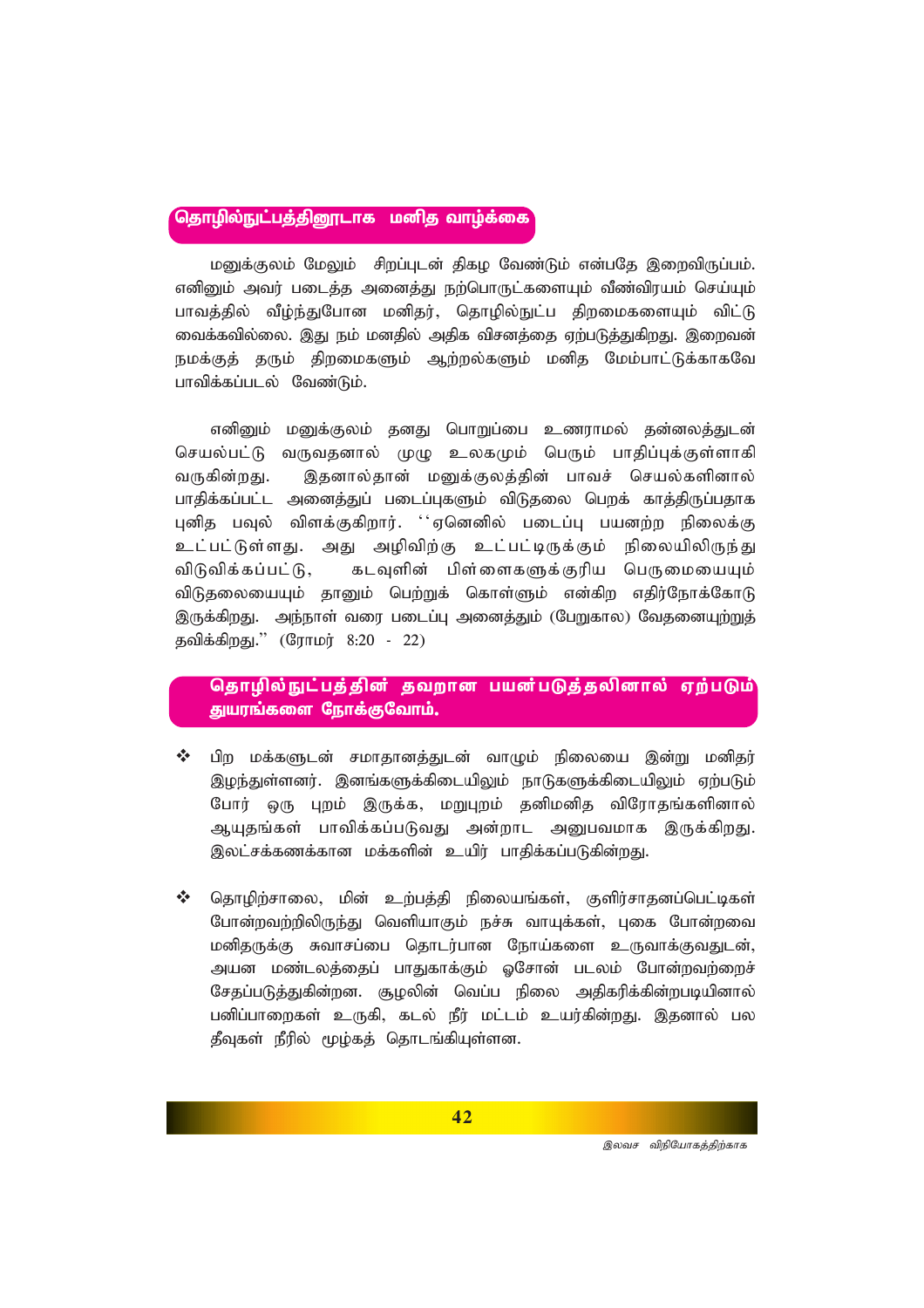## தொழில்நுட்பத்தினூடாக மனித வாழ்க்கை

மனுக்குலம் மேலும் சிறப்புடன் திகழ வேண்டும் என்பதே இறைவிருப்பம். எனினும் அவர் படைத்த அனைத்து நற்பொருட்களையும் வீண்விரயம் செய்யும் பாவத்தில் வீழ்ந்துபோன மனிதர், தொழில்நுட்ப திறமைகளையும் விட்டு வைக்கவில்லை. இது நம் மனதில் அதிக விசனத்தை ஏற்படுத்துகிறது. இறைவன் நமக்குத் தரும் திறமைகளும் ஆற்றல்களும் மனித மேம்பாட்டுக்காகவே பாவிக்கப்படல் வேண்டும்.

எனினும் மனுக்குலம் தனது பொறுப்பை உணராமல் தன்னலத்துடன் செயல்பட்டு வருவதனால் முழு உலகமும் பெரும் பாதிப்புக்குள்ளாகி வருகின்றது. இதனால்தான் மனுக்குலத்தின் பாவச் செயல்களினால் பாதிக்கப்பட்ட அனைத்துப் படைப்புகளும் விடுதலை பெறக் காத்திருப்பதாக புனித பவுல் விளக்குகிறார். ''ஏனெனில் படைப்பு பயனற்ற நிலைக்கு உட்பட்டுள்ளது. அது அழிவிற்கு உட்பட்டிருக்கும் நிலையிலிருந்து விடுவிக்கப்பட்டு, கடவுளின் பிள்ளைகளுக்குரிய பெருமையையும் விடுதலையையும் தானும் பெற்றுக் கொள்ளும் என்கிற எதிர்நோக்கோடு இருக்கிறது. அந்நாள் வரை படைப்பு அனைத்தும் (பேறுகால) வேதனையுற்றுத் தவிக்கிறது.'' (ரோமர் 8:20 - 22)

## தொழில்நுட்பத்தின் தவறான பயன்படுத்தலினால் ஏற்படும் துயரங்களை நோக்குவோம்.

- பிற மக்களுடன் சமாதானத்துடன் வாழும் நிலையை இன்று மனிதர் இழந்துள்ளனர். இனங்களுக்கிடையிலும் நாடுகளுக்கிடையிலும் ஏற்படும் போர் ஒரு புறம் இருக்க, மறுபுறம் தனிமனித விரோதங்களினால் ஆயுதங்கள் பாவிக்கப்படுவது அன்றாட அனுபவமாக இருக்கிறது. இலட்சக்கணக்கான மக்களின் உயிர் பாதிக்கப்படுகின்றது.

- தொழிற்சாலை, மின் உற்பத்தி நிலையங்கள், குளிர்சாதனப்பெட்டிகள் போன்றவற்றிலிருந்து வெளியாகும் நச்சு வாயுக்கள், புகை போன்றவை மனிதருக்கு சுவாசப்பை தொடர்பான நோய்களை உருவாக்குவதுடன், அயன மண்டலத்தைப் பாதுகாக்கும் ஓசோன் படலம் போன்றவற்றைச் சேதப்படுத்துகின்றன. சூழலின் வெப்ப நிலை அதிகரிக்கின்றபடியினால் பனிப்பாறைகள் உருகி, கடல் நீர் மட்டம் உயர்கின்றது. இதனால் பல தீவுகள் நீரில் மூழ்கத் தொடங்கியுள்ளன.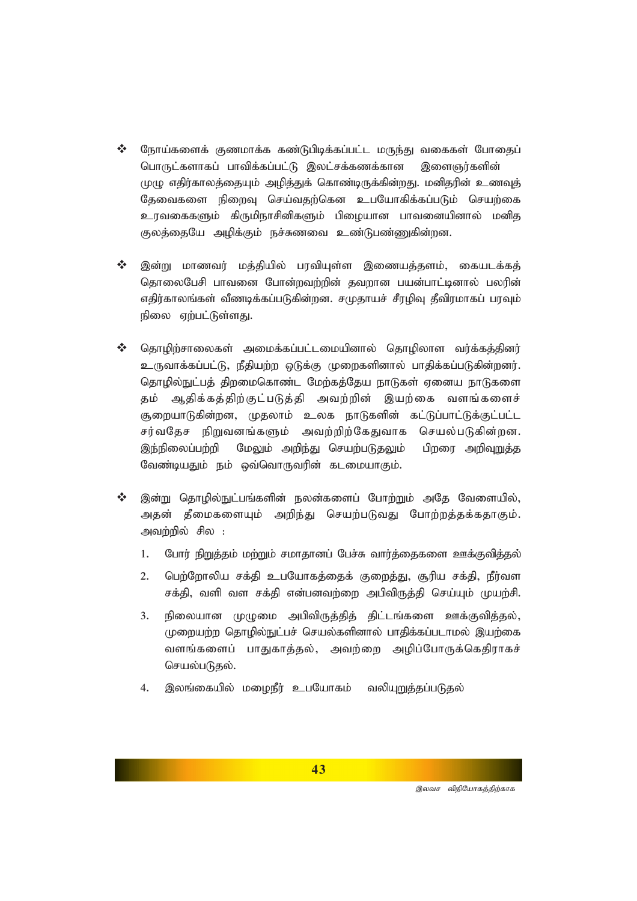- நோய்களைக் குணமாக்க கண்டுபிடிக்கப்பட்ட மருந்து வகைகள் போதைப் பொருட்களாகப் பாவிக்கப்பட்டு இலட்சக்கணக்கான இளைஞர்களின் முழு எதிர்காலத்தையும் அழித்துக் கொண்டிருக்கின்றது. மனிதரின் உணவுத் தேவைகளை நிறைவு செய்வதற்கென உபயோகிக்கப்படும் செயற்கை உரவகைகளும் கிருமிநாசினிகளும் பிழையான பாவனையினால் மனித குலத்தையே அழிக்கும் நச்சுணவை உண்டுபண்ணுகின்றன.

- இன்று மாணவர் மத்தியில் பரவியுள்ள இணையத்தளம், கையடக்கத் தொலைபேசி பாவனை போன்றவற்றின் தவறான பயன்பாட்டினால் பலரின் எதிர்காலங்கள் வீணடிக்கப்படுகின்றன. சமுதாயச் சீரழிவு தீவிரமாகப் பரவும் நிலை ஏற்பட்டுள்ளது.

- தொழிற்சாலைகள் அமைக்கப்பட்டமையினால் தொழிலாள வர்க்கத்தினர் உருவாக்கப்பட்டு, நீதியற்ற ஒடுக்கு முறைகளினால் பாதிக்கப்படுகின்றனர். தொழில்நுட்பத் திறமைகொண்ட மேற்கத்தேய நாடுகள் ஏனைய நாடுகளை தம் ஆதிக்கத்திற்குட்படுத்தி அவற்றின் இயற்கை வளங்களைச் சூறையாடுகின்றன, முதலாம் உலக நாடுகளின் கட்டுப்பாட்டுக்குட்பட்ட சர்வதேச நிறுவனங்களும் அவற்றிற்கேதுவாக செயல்படுகின்றன. இந்நிலைப்பற்றி மேலும் அறிந்து செயற்படுதலும் பிறரை அறிவுறுத்த வேண்டியதும் நம் ஒவ்வொருவரின் கடமையாகும்.

- இன்று தொழில்நுட்பங்களின் நலன்களைப் போற்றும் அதே வேளையில், அதன் தீமைகளையும் அறிந்து செயற்படுவது போற்றத்தக்கதாகும். அவற்றில் சில :

  1. போர் நிறுத்தம் மற்றும் சமாதானப் பேச்சு வார்த்தைகளை ஊக்குவித்தல்
  2. பெற்றோலிய சக்தி உபயோகத்தைக் குறைத்து, சூரிய சக்தி, நீர்வள சக்தி, வளி வள சக்தி என்பனவற்றை அபிவிருத்தி செய்யும் முயற்சி.
  3. நிலையான முழுமை அபிவிருத்தித் திட்டங்களை ஊக்குவித்தல், முறையற்ற தொழில்நுட்பச் செயல்களினால் பாதிக்கப்படாமல் இயற்கை வளங்களைப் பாதுகாத்தல், அவற்றை அழிப்போருக்கெதிராகச் செயல்படுதல்.
  4. இலங்கையில் மழைநீர் உபயோகம் வலியுறுத்தப்படுதல்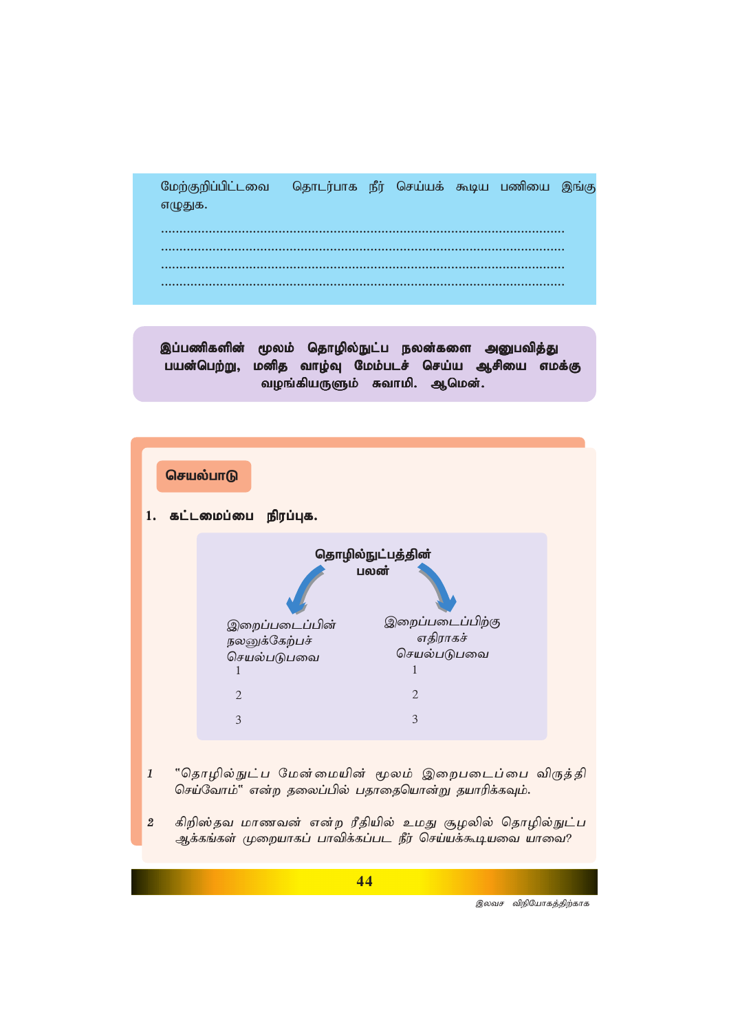மேற்குறிப்பிட்டவை தொடர்பாக நீர் செய்யக் கூடிய பணியை இங்கு எழுதுக.

.............................................................................................................
.............................................................................................................
.............................................................................................................
.............................................................................................................

**இப்பணிகளின் மூலம் தொழில்நுட்ப நலன்களை அனுபவித்து பயன்பெற்று, மனித வாழ்வு மேம்படச் செய்ய ஆசியை எமக்கு வழங்கியருளும் சுவாமி. ஆமென்.**

**செயல்பாடு**

**1. கட்டமைப்பை நிரப்புக.**

**தொழில்நுட்பத்தின் பலன்**

| இறைப்படைப்பின் நலனுக்கேற்பச் செயல்படுபவை | இறைப்படைப்பிற்கு எதிராகச் செயல்படுபவை |
|---|---|
| 1 | 1 |
| 2 | 2 |
| 3 | 3 |

*1* "தொழில்நுட்ப மேன்மையின் மூலம் இறைபடைப்பை விருத்தி செய்வோம்" என்ற தலைப்பில் பதாதையொன்று தயாரிக்கவும்.

*2* கிறிஸ்தவ மாணவன் என்ற ரீதியில் உமது சூழலில் தொழில்நுட்ப ஆக்கங்கள் முறையாகப் பாவிக்கப்பட நீர் செய்யக்கூடியவை யாவை?